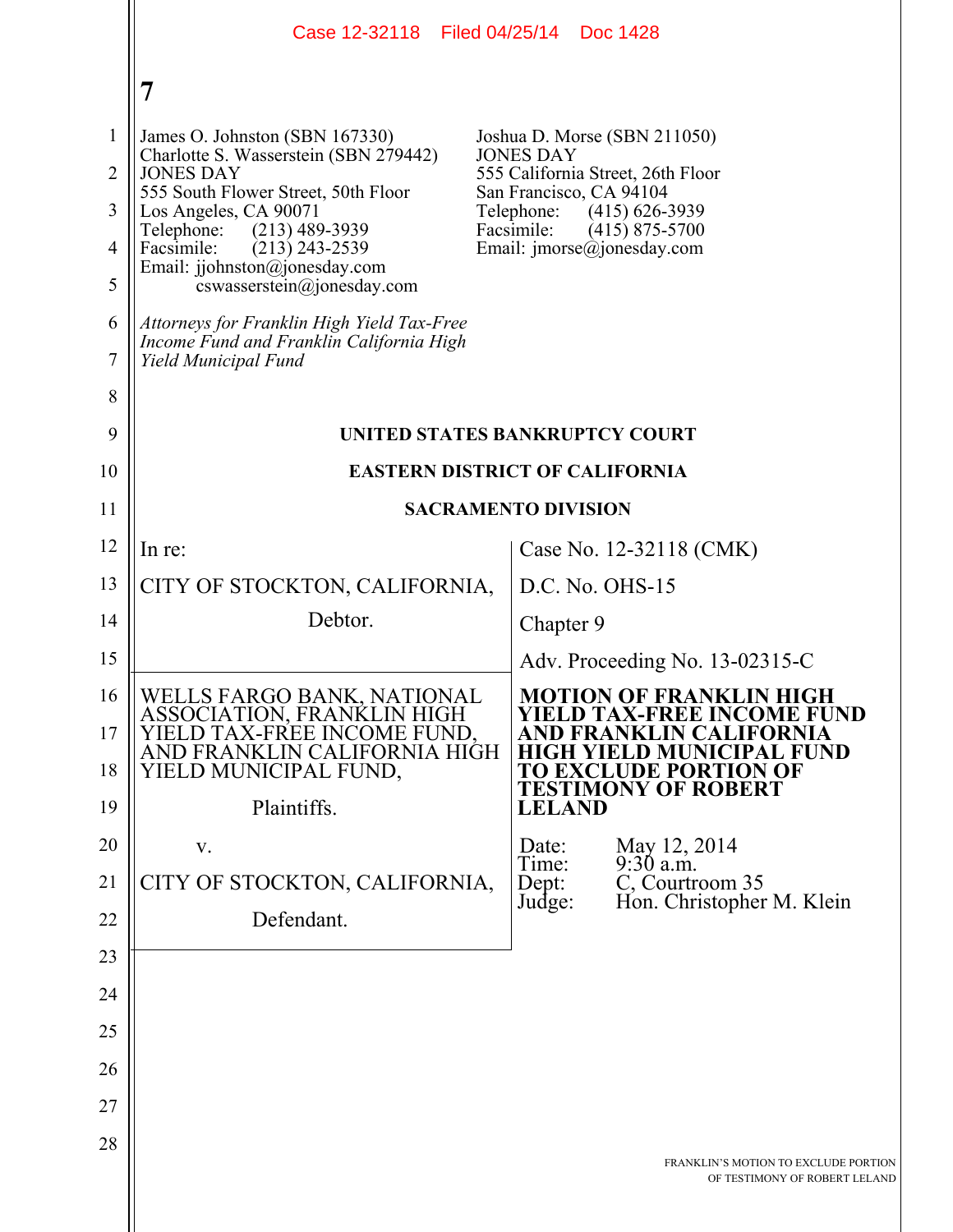James O. Johnston (SBN 167330)
Charlotte S. Wasserstein (SBN 279442)
JONES DAY
555 South Flower Street, 50th Floor
Los Angeles, CA 90071
Telephone: (213) 489-3939
Facsimile: (213) 243-2539
Email: jjohnston@jonesday.com
cswasserstein@jonesday.com

Joshua D. Morse (SBN 211050)
JONES DAY
555 California Street, 26th Floor
San Francisco, CA 94104
Telephone: (415) 626-3939
Facsimile: (415) 875-5700
Email: jmorse@jonesday.com

*Attorneys for Franklin High Yield Tax-Free Income Fund and Franklin California High Yield Municipal Fund*

**UNITED STATES BANKRUPTCY COURT**

**EASTERN DISTRICT OF CALIFORNIA**

**SACRAMENTO DIVISION**

| | |
|---|---|
| In re:<br><br>CITY OF STOCKTON, CALIFORNIA,<br><br>Debtor. | Case No. 12-32118 (CMK)<br><br>D.C. No. OHS-15<br><br>Chapter 9<br><br>Adv. Proceeding No. 13-02315-C |
| WELLS FARGO BANK, NATIONAL ASSOCIATION, FRANKLIN HIGH YIELD TAX-FREE INCOME FUND, AND FRANKLIN CALIFORNIA HIGH YIELD MUNICIPAL FUND,<br><br>Plaintiffs.<br><br>v.<br><br>CITY OF STOCKTON, CALIFORNIA,<br><br>Defendant. | **MOTION OF FRANKLIN HIGH YIELD TAX-FREE INCOME FUND AND FRANKLIN CALIFORNIA HIGH YIELD MUNICIPAL FUND TO EXCLUDE PORTION OF TESTIMONY OF ROBERT LELAND**<br><br>Date: May 12, 2014<br>Time: 9:30 a.m.<br>Dept: C, Courtroom 35<br>Judge: Hon. Christopher M. Klein |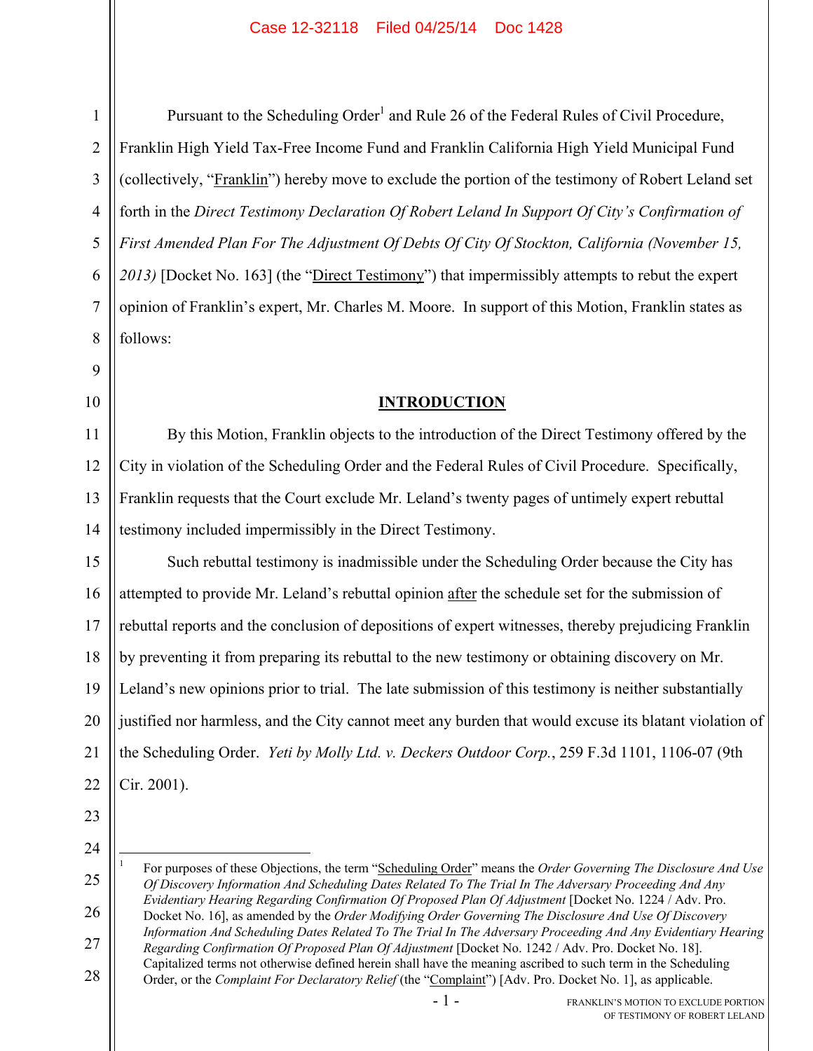Pursuant to the Scheduling Order[1] and Rule 26 of the Federal Rules of Civil Procedure, Franklin High Yield Tax-Free Income Fund and Franklin California High Yield Municipal Fund (collectively, "Franklin") hereby move to exclude the portion of the testimony of Robert Leland set forth in the *Direct Testimony Declaration Of Robert Leland In Support Of City's Confirmation of First Amended Plan For The Adjustment Of Debts Of City Of Stockton, California (November 15, 2013)* [Docket No. 163] (the "Direct Testimony") that impermissibly attempts to rebut the expert opinion of Franklin's expert, Mr. Charles M. Moore. In support of this Motion, Franklin states as follows:

## INTRODUCTION

By this Motion, Franklin objects to the introduction of the Direct Testimony offered by the City in violation of the Scheduling Order and the Federal Rules of Civil Procedure. Specifically, Franklin requests that the Court exclude Mr. Leland's twenty pages of untimely expert rebuttal testimony included impermissibly in the Direct Testimony.

Such rebuttal testimony is inadmissible under the Scheduling Order because the City has attempted to provide Mr. Leland's rebuttal opinion after the schedule set for the submission of rebuttal reports and the conclusion of depositions of expert witnesses, thereby prejudicing Franklin by preventing it from preparing its rebuttal to the new testimony or obtaining discovery on Mr. Leland's new opinions prior to trial. The late submission of this testimony is neither substantially justified nor harmless, and the City cannot meet any burden that would excuse its blatant violation of the Scheduling Order. *Yeti by Molly Ltd. v. Deckers Outdoor Corp.*, 259 F.3d 1101, 1106-07 (9th Cir. 2001).

---

[1] For purposes of these Objections, the term "Scheduling Order" means the *Order Governing The Disclosure And Use Of Discovery Information And Scheduling Dates Related To The Trial In The Adversary Proceeding And Any Evidentiary Hearing Regarding Confirmation Of Proposed Plan Of Adjustment* [Docket No. 1224 / Adv. Pro. Docket No. 16], as amended by the *Order Modifying Order Governing The Disclosure And Use Of Discovery Information And Scheduling Dates Related To The Trial In The Adversary Proceeding And Any Evidentiary Hearing Regarding Confirmation Of Proposed Plan Of Adjustment* [Docket No. 1242 / Adv. Pro. Docket No. 18]. Capitalized terms not otherwise defined herein shall have the meaning ascribed to such term in the Scheduling Order, or the *Complaint For Declaratory Relief* (the "Complaint") [Adv. Pro. Docket No. 1], as applicable.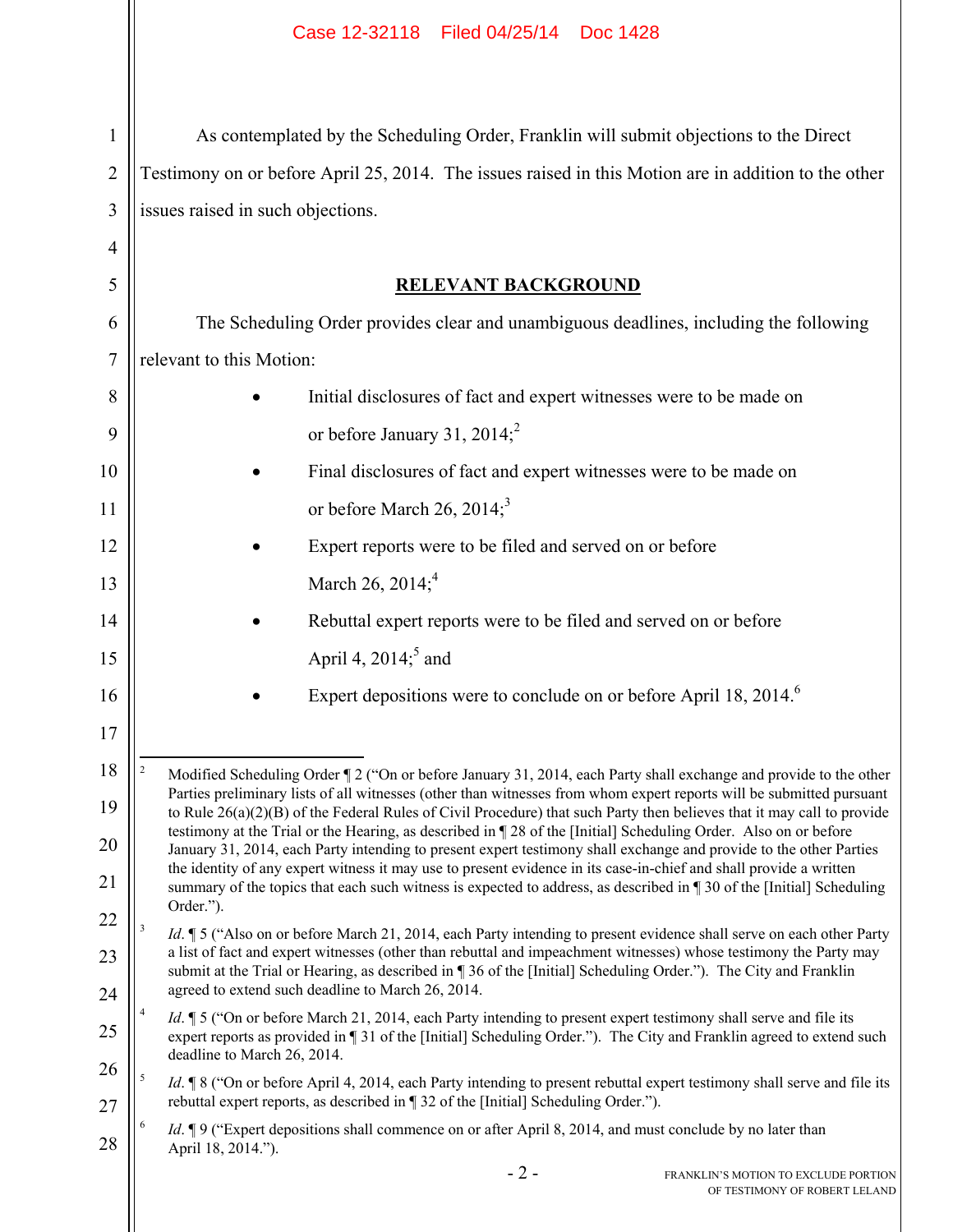As contemplated by the Scheduling Order, Franklin will submit objections to the Direct Testimony on or before April 25, 2014. The issues raised in this Motion are in addition to the other issues raised in such objections.

## RELEVANT BACKGROUND

The Scheduling Order provides clear and unambiguous deadlines, including the following relevant to this Motion:

- Initial disclosures of fact and expert witnesses were to be made on or before January 31, 2014;[2]
- Final disclosures of fact and expert witnesses were to be made on or before March 26, 2014;[3]
- Expert reports were to be filed and served on or before March 26, 2014;[4]
- Rebuttal expert reports were to be filed and served on or before April 4, 2014;[5] and
- Expert depositions were to conclude on or before April 18, 2014.[6]

---

[2] Modified Scheduling Order ¶ 2 ("On or before January 31, 2014, each Party shall exchange and provide to the other Parties preliminary lists of all witnesses (other than witnesses from whom expert reports will be submitted pursuant to Rule 26(a)(2)(B) of the Federal Rules of Civil Procedure) that such Party then believes that it may call to provide testimony at the Trial or the Hearing, as described in ¶ 28 of the [Initial] Scheduling Order. Also on or before January 31, 2014, each Party intending to present expert testimony shall exchange and provide to the other Parties the identity of any expert witness it may use to present evidence in its case-in-chief and shall provide a written summary of the topics that each such witness is expected to address, as described in ¶ 30 of the [Initial] Scheduling Order.").

[3] *Id*. ¶ 5 ("Also on or before March 21, 2014, each Party intending to present evidence shall serve on each other Party a list of fact and expert witnesses (other than rebuttal and impeachment witnesses) whose testimony the Party may submit at the Trial or Hearing, as described in ¶ 36 of the [Initial] Scheduling Order."). The City and Franklin agreed to extend such deadline to March 26, 2014.

[4] *Id*. ¶ 5 ("On or before March 21, 2014, each Party intending to present expert testimony shall serve and file its expert reports as provided in ¶ 31 of the [Initial] Scheduling Order."). The City and Franklin agreed to extend such deadline to March 26, 2014.

[5] *Id*. ¶ 8 ("On or before April 4, 2014, each Party intending to present rebuttal expert testimony shall serve and file its rebuttal expert reports, as described in ¶ 32 of the [Initial] Scheduling Order.").

[6] *Id*. ¶ 9 ("Expert depositions shall commence on or after April 8, 2014, and must conclude by no later than April 18, 2014.").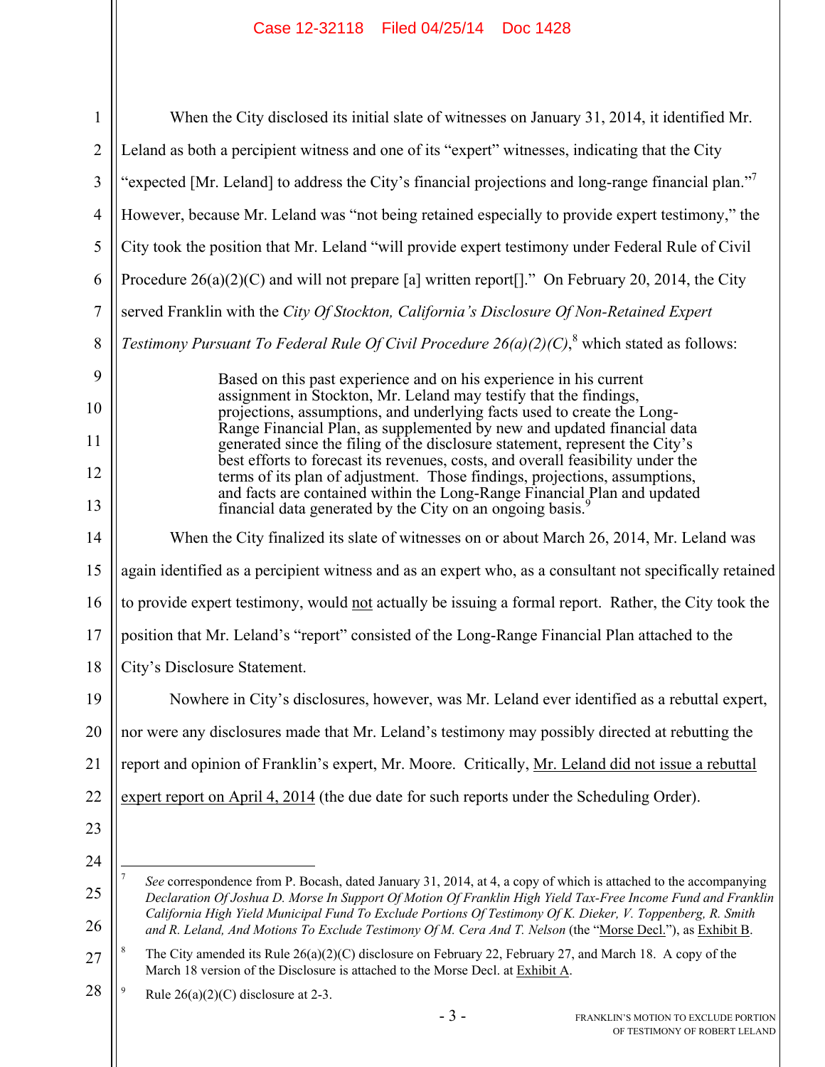When the City disclosed its initial slate of witnesses on January 31, 2014, it identified Mr. Leland as both a percipient witness and one of its "expert" witnesses, indicating that the City "expected [Mr. Leland] to address the City's financial projections and long-range financial plan."[7] However, because Mr. Leland was "not being retained especially to provide expert testimony," the City took the position that Mr. Leland "will provide expert testimony under Federal Rule of Civil Procedure 26(a)(2)(C) and will not prepare [a] written report[]." On February 20, 2014, the City served Franklin with the *City Of Stockton, California's Disclosure Of Non-Retained Expert Testimony Pursuant To Federal Rule Of Civil Procedure 26(a)(2)(C)*,[8] which stated as follows:

> Based on this past experience and on his experience in his current assignment in Stockton, Mr. Leland may testify that the findings, projections, assumptions, and underlying facts used to create the Long-Range Financial Plan, as supplemented by new and updated financial data generated since the filing of the disclosure statement, represent the City's best efforts to forecast its revenues, costs, and overall feasibility under the terms of its plan of adjustment. Those findings, projections, assumptions, and facts are contained within the Long-Range Financial Plan and updated financial data generated by the City on an ongoing basis.[9]

When the City finalized its slate of witnesses on or about March 26, 2014, Mr. Leland was again identified as a percipient witness and as an expert who, as a consultant not specifically retained to provide expert testimony, would <u>not</u> actually be issuing a formal report. Rather, the City took the position that Mr. Leland's "report" consisted of the Long-Range Financial Plan attached to the City's Disclosure Statement.

Nowhere in City's disclosures, however, was Mr. Leland ever identified as a rebuttal expert, nor were any disclosures made that Mr. Leland's testimony may possibly directed at rebutting the report and opinion of Franklin's expert, Mr. Moore. Critically, <u>Mr. Leland did not issue a rebuttal expert report on April 4, 2014</u> (the due date for such reports under the Scheduling Order).

---

[7] *See* correspondence from P. Bocash, dated January 31, 2014, at 4, a copy of which is attached to the accompanying *Declaration Of Joshua D. Morse In Support Of Motion Of Franklin High Yield Tax-Free Income Fund and Franklin California High Yield Municipal Fund To Exclude Portions Of Testimony Of K. Dieker, V. Toppenberg, R. Smith and R. Leland, And Motions To Exclude Testimony Of M. Cera And T. Nelson* (the "<u>Morse Decl.</u>"), as <u>Exhibit B</u>.

[8] The City amended its Rule 26(a)(2)(C) disclosure on February 22, February 27, and March 18. A copy of the March 18 version of the Disclosure is attached to the Morse Decl. at <u>Exhibit A</u>.

[9] Rule 26(a)(2)(C) disclosure at 2-3.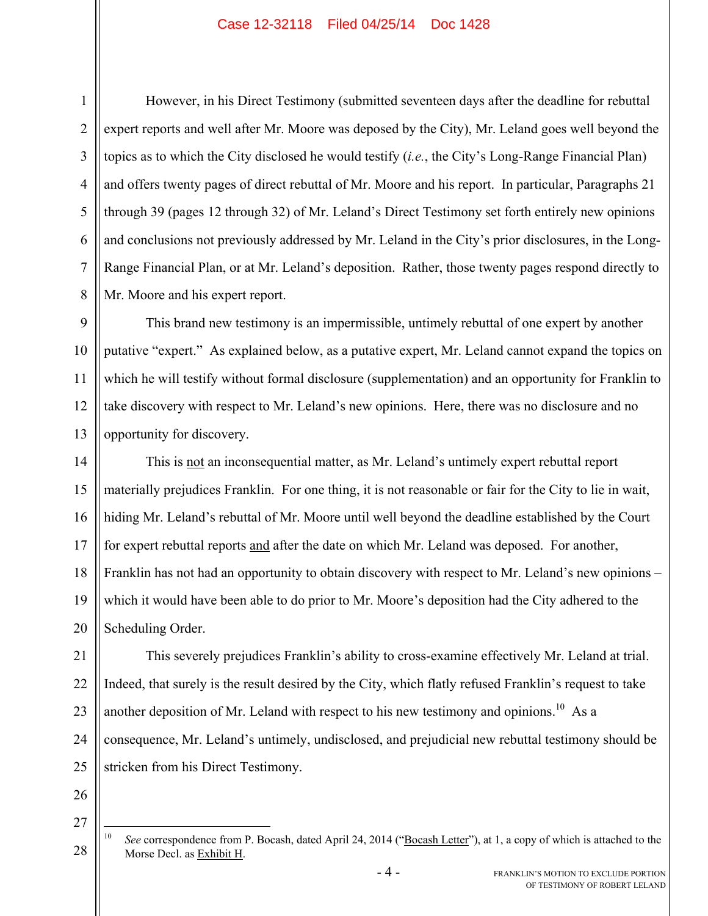However, in his Direct Testimony (submitted seventeen days after the deadline for rebuttal expert reports and well after Mr. Moore was deposed by the City), Mr. Leland goes well beyond the topics as to which the City disclosed he would testify (*i.e.*, the City's Long-Range Financial Plan) and offers twenty pages of direct rebuttal of Mr. Moore and his report. In particular, Paragraphs 21 through 39 (pages 12 through 32) of Mr. Leland's Direct Testimony set forth entirely new opinions and conclusions not previously addressed by Mr. Leland in the City's prior disclosures, in the Long-Range Financial Plan, or at Mr. Leland's deposition. Rather, those twenty pages respond directly to Mr. Moore and his expert report.

This brand new testimony is an impermissible, untimely rebuttal of one expert by another putative "expert." As explained below, as a putative expert, Mr. Leland cannot expand the topics on which he will testify without formal disclosure (supplementation) and an opportunity for Franklin to take discovery with respect to Mr. Leland's new opinions. Here, there was no disclosure and no opportunity for discovery.

This is <u>not</u> an inconsequential matter, as Mr. Leland's untimely expert rebuttal report materially prejudices Franklin. For one thing, it is not reasonable or fair for the City to lie in wait, hiding Mr. Leland's rebuttal of Mr. Moore until well beyond the deadline established by the Court for expert rebuttal reports <u>and</u> after the date on which Mr. Leland was deposed. For another, Franklin has not had an opportunity to obtain discovery with respect to Mr. Leland's new opinions – which it would have been able to do prior to Mr. Moore's deposition had the City adhered to the Scheduling Order.

This severely prejudices Franklin's ability to cross-examine effectively Mr. Leland at trial. Indeed, that surely is the result desired by the City, which flatly refused Franklin's request to take another deposition of Mr. Leland with respect to his new testimony and opinions.[10] As a consequence, Mr. Leland's untimely, undisclosed, and prejudicial new rebuttal testimony should be stricken from his Direct Testimony.

---

[10] *See* correspondence from P. Bocash, dated April 24, 2014 ("<u>Bocash Letter</u>"), at 1, a copy of which is attached to the Morse Decl. as <u>Exhibit H</u>.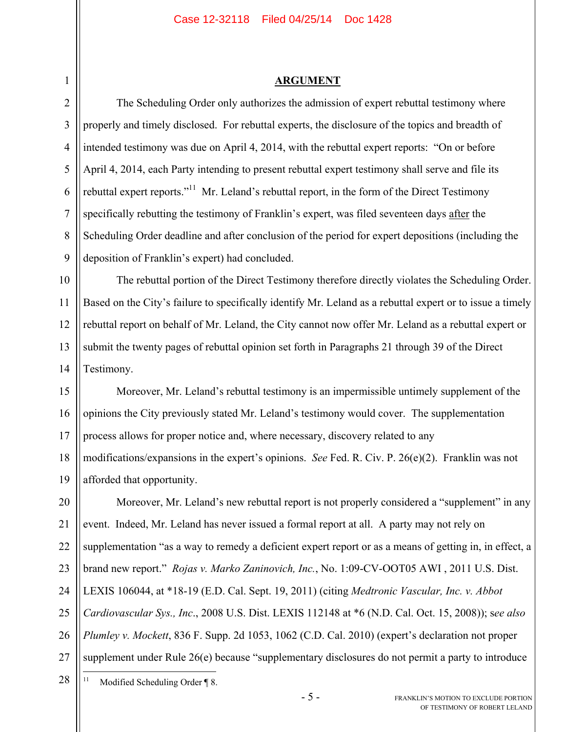## ARGUMENT

The Scheduling Order only authorizes the admission of expert rebuttal testimony where properly and timely disclosed. For rebuttal experts, the disclosure of the topics and breadth of intended testimony was due on April 4, 2014, with the rebuttal expert reports: "On or before April 4, 2014, each Party intending to present rebuttal expert testimony shall serve and file its rebuttal expert reports."[11] Mr. Leland's rebuttal report, in the form of the Direct Testimony specifically rebutting the testimony of Franklin's expert, was filed seventeen days after the Scheduling Order deadline and after conclusion of the period for expert depositions (including the deposition of Franklin's expert) had concluded.

The rebuttal portion of the Direct Testimony therefore directly violates the Scheduling Order. Based on the City's failure to specifically identify Mr. Leland as a rebuttal expert or to issue a timely rebuttal report on behalf of Mr. Leland, the City cannot now offer Mr. Leland as a rebuttal expert or submit the twenty pages of rebuttal opinion set forth in Paragraphs 21 through 39 of the Direct Testimony.

Moreover, Mr. Leland's rebuttal testimony is an impermissible untimely supplement of the opinions the City previously stated Mr. Leland's testimony would cover. The supplementation process allows for proper notice and, where necessary, discovery related to any modifications/expansions in the expert's opinions. *See* Fed. R. Civ. P. 26(e)(2). Franklin was not afforded that opportunity.

Moreover, Mr. Leland's new rebuttal report is not properly considered a "supplement" in any event. Indeed, Mr. Leland has never issued a formal report at all. A party may not rely on supplementation "as a way to remedy a deficient expert report or as a means of getting in, in effect, a brand new report." *Rojas v. Marko Zaninovich, Inc.*, No. 1:09-CV-OOT05 AWI , 2011 U.S. Dist. LEXIS 106044, at *18-19 (E.D. Cal. Sept. 19, 2011) (citing *Medtronic Vascular, Inc. v. Abbot Cardiovascular Sys., Inc*., 2008 U.S. Dist. LEXIS 112148 at *6 (N.D. Cal. Oct. 15, 2008)); s*ee also Plumley v. Mockett*, 836 F. Supp. 2d 1053, 1062 (C.D. Cal. 2010) (expert's declaration not proper supplement under Rule 26(e) because "supplementary disclosures do not permit a party to introduce

---

[11] Modified Scheduling Order ¶ 8.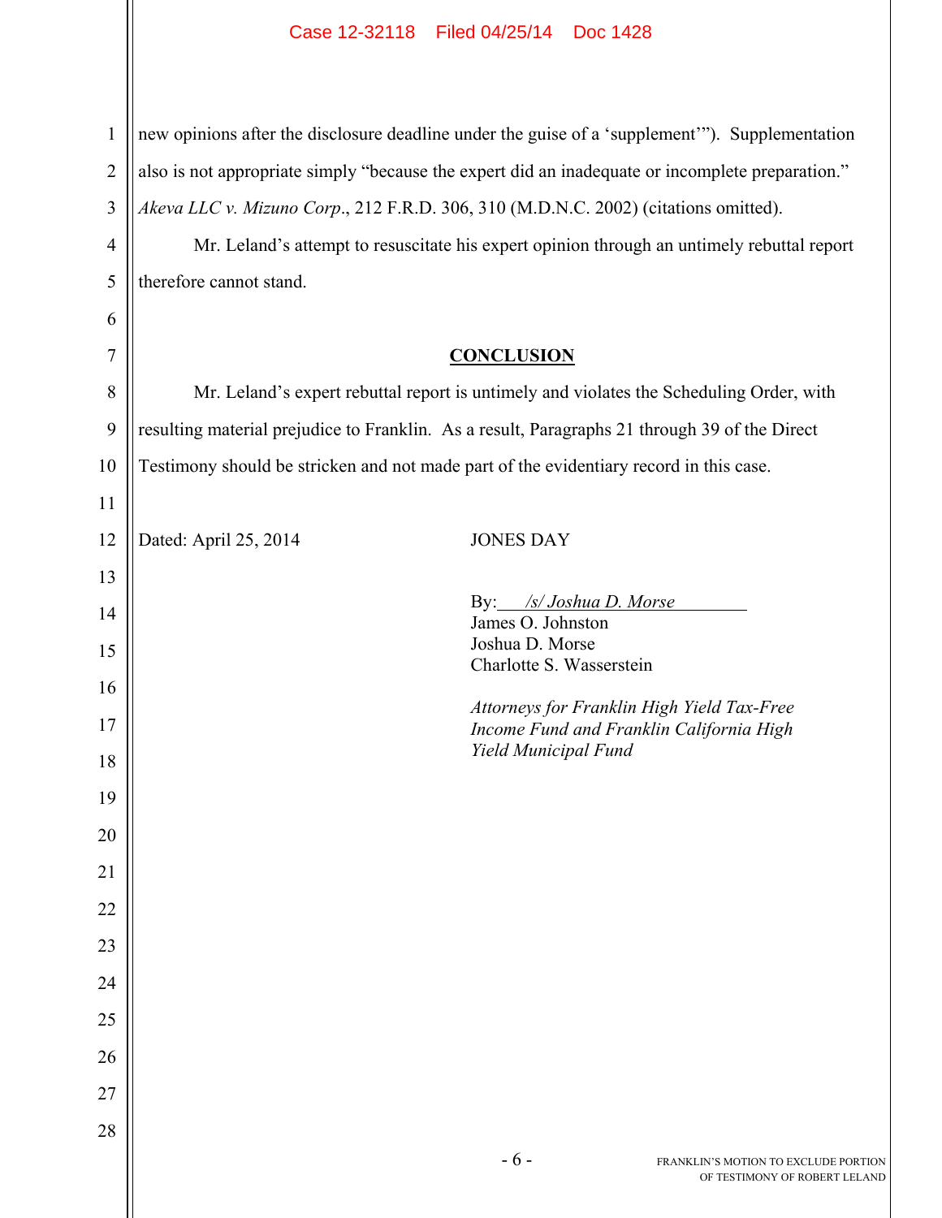new opinions after the disclosure deadline under the guise of a 'supplement'"). Supplementation also is not appropriate simply "because the expert did an inadequate or incomplete preparation." *Akeva LLC v. Mizuno Corp*., 212 F.R.D. 306, 310 (M.D.N.C. 2002) (citations omitted).

Mr. Leland's attempt to resuscitate his expert opinion through an untimely rebuttal report therefore cannot stand.

## CONCLUSION

Mr. Leland's expert rebuttal report is untimely and violates the Scheduling Order, with resulting material prejudice to Franklin. As a result, Paragraphs 21 through 39 of the Direct Testimony should be stricken and not made part of the evidentiary record in this case.

Dated: April 25, 2014

JONES DAY

By: */s/ Joshua D. Morse*
James O. Johnston
Joshua D. Morse
Charlotte S. Wasserstein

*Attorneys for Franklin High Yield Tax-Free Income Fund and Franklin California High Yield Municipal Fund*